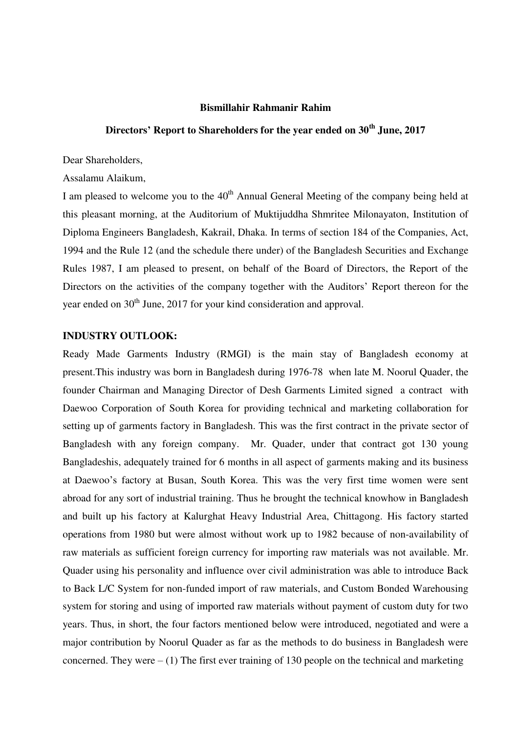**Bismillahir Rahmanir Rahim**

# Directors' Report to Shareholders for the year ended on 30th June, 2017

Dear Shareholders,

Assalamu Alaikum,

I am pleased to welcome you to the 40th Annual General Meeting of the company being held at this pleasant morning, at the Auditorium of Muktijuddha Shmritee Milonayaton, Institution of Diploma Engineers Bangladesh, Kakrail, Dhaka. In terms of section 184 of the Companies, Act, 1994 and the Rule 12 (and the schedule there under) of the Bangladesh Securities and Exchange Rules 1987, I am pleased to present, on behalf of the Board of Directors, the Report of the Directors on the activities of the company together with the Auditors' Report thereon for the year ended on 30th June, 2017 for your kind consideration and approval.

## INDUSTRY OUTLOOK:

Ready Made Garments Industry (RMGI) is the main stay of Bangladesh economy at present.This industry was born in Bangladesh during 1976-78 when late M. Noorul Quader, the founder Chairman and Managing Director of Desh Garments Limited signed a contract with Daewoo Corporation of South Korea for providing technical and marketing collaboration for setting up of garments factory in Bangladesh. This was the first contract in the private sector of Bangladesh with any foreign company. Mr. Quader, under that contract got 130 young Bangladeshis, adequately trained for 6 months in all aspect of garments making and its business at Daewoo's factory at Busan, South Korea. This was the very first time women were sent abroad for any sort of industrial training. Thus he brought the technical knowhow in Bangladesh and built up his factory at Kalurghat Heavy Industrial Area, Chittagong. His factory started operations from 1980 but were almost without work up to 1982 because of non-availability of raw materials as sufficient foreign currency for importing raw materials was not available. Mr. Quader using his personality and influence over civil administration was able to introduce Back to Back L/C System for non-funded import of raw materials, and Custom Bonded Warehousing system for storing and using of imported raw materials without payment of custom duty for two years. Thus, in short, the four factors mentioned below were introduced, negotiated and were a major contribution by Noorul Quader as far as the methods to do business in Bangladesh were concerned. They were – (1) The first ever training of 130 people on the technical and marketing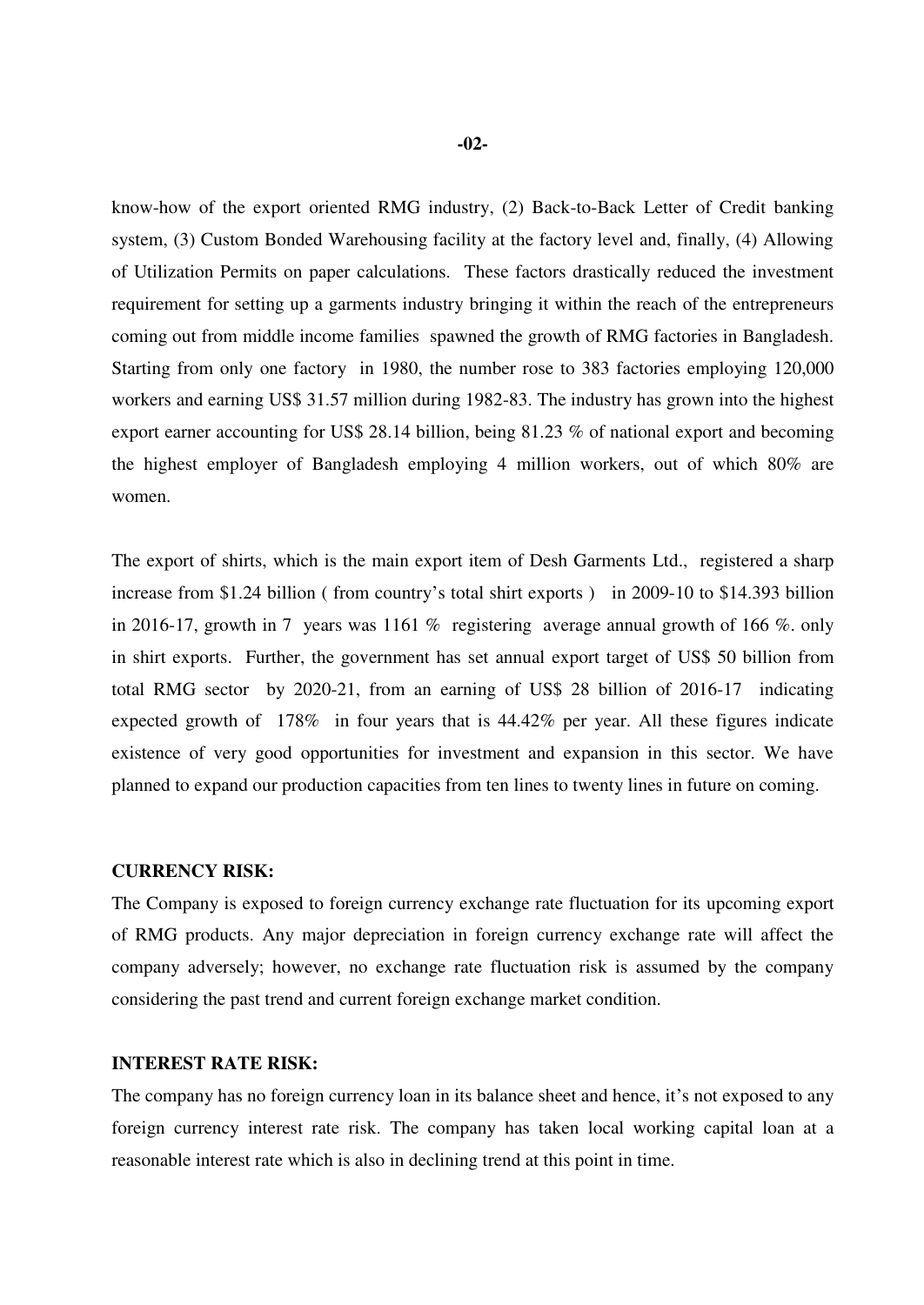know-how of the export oriented RMG industry, (2) Back-to-Back Letter of Credit banking system, (3) Custom Bonded Warehousing facility at the factory level and, finally, (4) Allowing of Utilization Permits on paper calculations. These factors drastically reduced the investment requirement for setting up a garments industry bringing it within the reach of the entrepreneurs coming out from middle income families spawned the growth of RMG factories in Bangladesh. Starting from only one factory in 1980, the number rose to 383 factories employing 120,000 workers and earning US$ 31.57 million during 1982-83. The industry has grown into the highest export earner accounting for US$ 28.14 billion, being 81.23 % of national export and becoming the highest employer of Bangladesh employing 4 million workers, out of which 80% are women.

The export of shirts, which is the main export item of Desh Garments Ltd., registered a sharp increase from $1.24 billion ( from country's total shirt exports ) in 2009-10 to $14.393 billion in 2016-17, growth in 7 years was 1161 % registering average annual growth of 166 %. only in shirt exports. Further, the government has set annual export target of US$ 50 billion from total RMG sector by 2020-21, from an earning of US$ 28 billion of 2016-17 indicating expected growth of 178% in four years that is 44.42% per year. All these figures indicate existence of very good opportunities for investment and expansion in this sector. We have planned to expand our production capacities from ten lines to twenty lines in future on coming.

**CURRENCY RISK:**

The Company is exposed to foreign currency exchange rate fluctuation for its upcoming export of RMG products. Any major depreciation in foreign currency exchange rate will affect the company adversely; however, no exchange rate fluctuation risk is assumed by the company considering the past trend and current foreign exchange market condition.

**INTEREST RATE RISK:**

The company has no foreign currency loan in its balance sheet and hence, it's not exposed to any foreign currency interest rate risk. The company has taken local working capital loan at a reasonable interest rate which is also in declining trend at this point in time.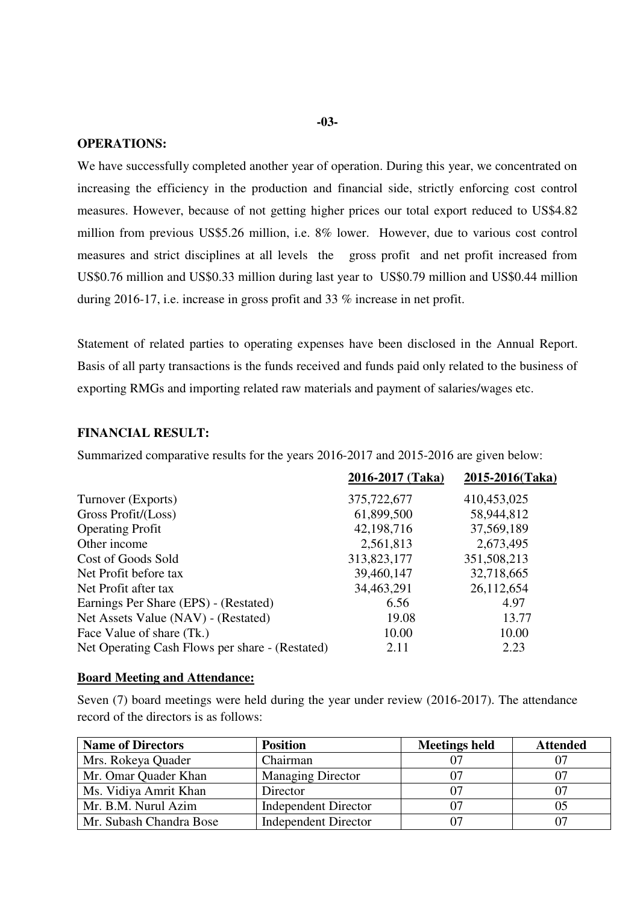## OPERATIONS:

We have successfully completed another year of operation. During this year, we concentrated on increasing the efficiency in the production and financial side, strictly enforcing cost control measures. However, because of not getting higher prices our total export reduced to US$4.82 million from previous US$5.26 million, i.e. 8% lower. However, due to various cost control measures and strict disciplines at all levels the gross profit and net profit increased from US$0.76 million and US$0.33 million during last year to US$0.79 million and US$0.44 million during 2016-17, i.e. increase in gross profit and 33 % increase in net profit.

Statement of related parties to operating expenses have been disclosed in the Annual Report. Basis of all party transactions is the funds received and funds paid only related to the business of exporting RMGs and importing related raw materials and payment of salaries/wages etc.

## FINANCIAL RESULT:

Summarized comparative results for the years 2016-2017 and 2015-2016 are given below:

| | 2016-2017 (Taka) | 2015-2016(Taka) |
|---|---|---|
| Turnover (Exports) | 375,722,677 | 410,453,025 |
| Gross Profit/(Loss) | 61,899,500 | 58,944,812 |
| Operating Profit | 42,198,716 | 37,569,189 |
| Other income | 2,561,813 | 2,673,495 |
| Cost of Goods Sold | 313,823,177 | 351,508,213 |
| Net Profit before tax | 39,460,147 | 32,718,665 |
| Net Profit after tax | 34,463,291 | 26,112,654 |
| Earnings Per Share (EPS) - (Restated) | 6.56 | 4.97 |
| Net Assets Value (NAV) - (Restated) | 19.08 | 13.77 |
| Face Value of share (Tk.) | 10.00 | 10.00 |
| Net Operating Cash Flows per share - (Restated) | 2.11 | 2.23 |

## Board Meeting and Attendance:

Seven (7) board meetings were held during the year under review (2016-2017). The attendance record of the directors is as follows:

| Name of Directors | Position | Meetings held | Attended |
|---|---|---|---|
| Mrs. Rokeya Quader | Chairman | 07 | 07 |
| Mr. Omar Quader Khan | Managing Director | 07 | 07 |
| Ms. Vidiya Amrit Khan | Director | 07 | 07 |
| Mr. B.M. Nurul Azim | Independent Director | 07 | 05 |
| Mr. Subash Chandra Bose | Independent Director | 07 | 07 |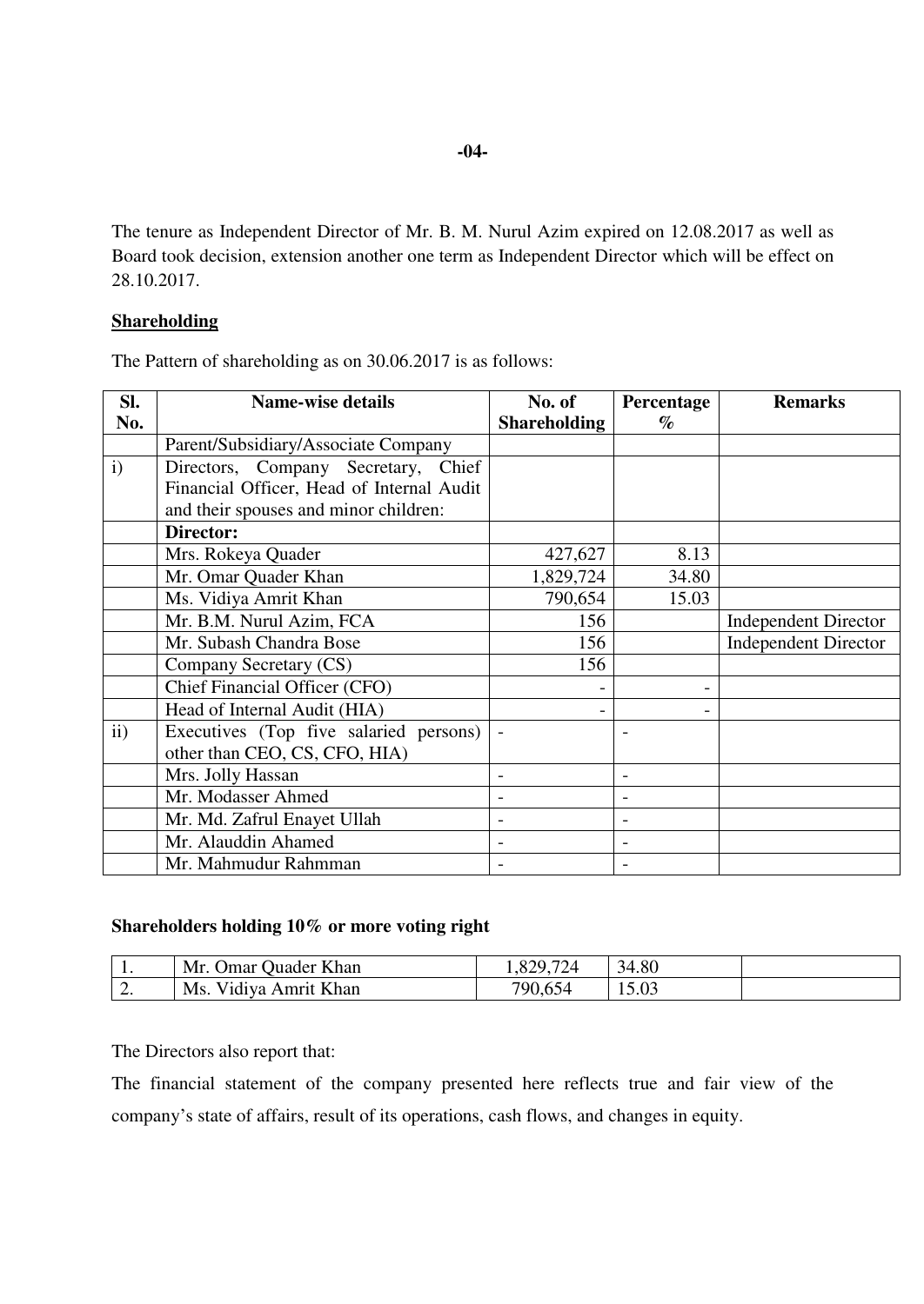The tenure as Independent Director of Mr. B. M. Nurul Azim expired on 12.08.2017 as well as Board took decision, extension another one term as Independent Director which will be effect on 28.10.2017.

**Shareholding**

The Pattern of shareholding as on 30.06.2017 is as follows:

| Sl. No. | Name-wise details | No. of Shareholding | Percentage % | Remarks |
|---|---|---|---|---|
| | Parent/Subsidiary/Associate Company | | | |
| i) | Directors, Company Secretary, Chief Financial Officer, Head of Internal Audit and their spouses and minor children: | | | |
| | **Director:** | | | |
| | Mrs. Rokeya Quader | 427,627 | 8.13 | |
| | Mr. Omar Quader Khan | 1,829,724 | 34.80 | |
| | Ms. Vidiya Amrit Khan | 790,654 | 15.03 | |
| | Mr. B.M. Nurul Azim, FCA | 156 | | Independent Director |
| | Mr. Subash Chandra Bose | 156 | | Independent Director |
| | Company Secretary (CS) | 156 | | |
| | Chief Financial Officer (CFO) | - | - | |
| | Head of Internal Audit (HIA) | - | - | |
| ii) | Executives (Top five salaried persons) other than CEO, CS, CFO, HIA) | - | - | |
| | Mrs. Jolly Hassan | - | - | |
| | Mr. Modasser Ahmed | - | - | |
| | Mr. Md. Zafrul Enayet Ullah | - | - | |
| | Mr. Alauddin Ahamed | - | - | |
| | Mr. Mahmudur Rahmman | - | - | |

**Shareholders holding 10% or more voting right**

| | | | | |
|---|---|---|---|---|
| 1. | Mr. Omar Quader Khan | 1,829,724 | 34.80 | |
| 2. | Ms. Vidiya Amrit Khan | 790,654 | 15.03 | |

The Directors also report that:

The financial statement of the company presented here reflects true and fair view of the company's state of affairs, result of its operations, cash flows, and changes in equity.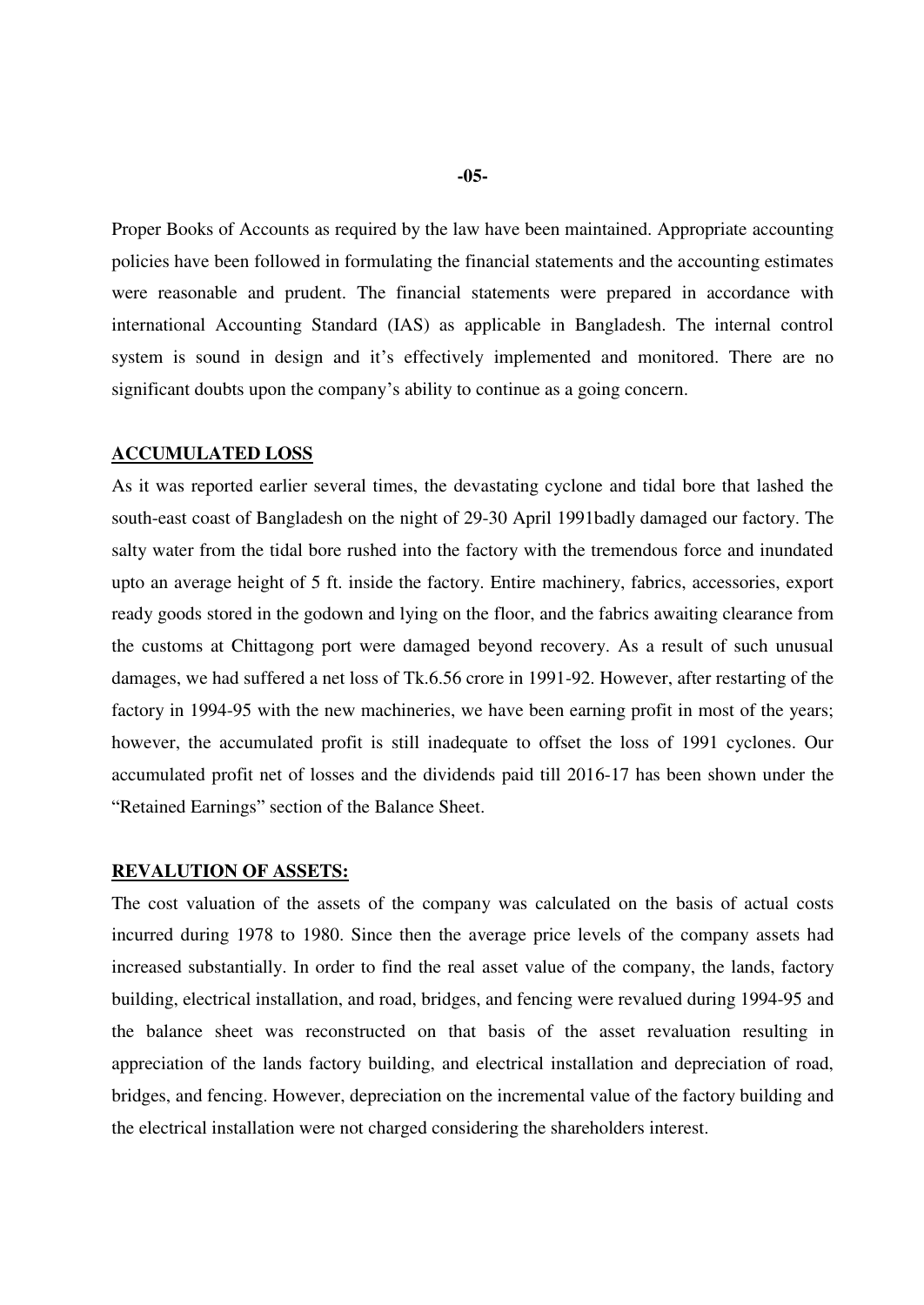Proper Books of Accounts as required by the law have been maintained. Appropriate accounting policies have been followed in formulating the financial statements and the accounting estimates were reasonable and prudent. The financial statements were prepared in accordance with international Accounting Standard (IAS) as applicable in Bangladesh. The internal control system is sound in design and it's effectively implemented and monitored. There are no significant doubts upon the company's ability to continue as a going concern.

## ACCUMULATED LOSS

As it was reported earlier several times, the devastating cyclone and tidal bore that lashed the south-east coast of Bangladesh on the night of 29-30 April 1991badly damaged our factory. The salty water from the tidal bore rushed into the factory with the tremendous force and inundated upto an average height of 5 ft. inside the factory. Entire machinery, fabrics, accessories, export ready goods stored in the godown and lying on the floor, and the fabrics awaiting clearance from the customs at Chittagong port were damaged beyond recovery. As a result of such unusual damages, we had suffered a net loss of Tk.6.56 crore in 1991-92. However, after restarting of the factory in 1994-95 with the new machineries, we have been earning profit in most of the years; however, the accumulated profit is still inadequate to offset the loss of 1991 cyclones. Our accumulated profit net of losses and the dividends paid till 2016-17 has been shown under the "Retained Earnings" section of the Balance Sheet.

## REVALUTION OF ASSETS:

The cost valuation of the assets of the company was calculated on the basis of actual costs incurred during 1978 to 1980. Since then the average price levels of the company assets had increased substantially. In order to find the real asset value of the company, the lands, factory building, electrical installation, and road, bridges, and fencing were revalued during 1994-95 and the balance sheet was reconstructed on that basis of the asset revaluation resulting in appreciation of the lands factory building, and electrical installation and depreciation of road, bridges, and fencing. However, depreciation on the incremental value of the factory building and the electrical installation were not charged considering the shareholders interest.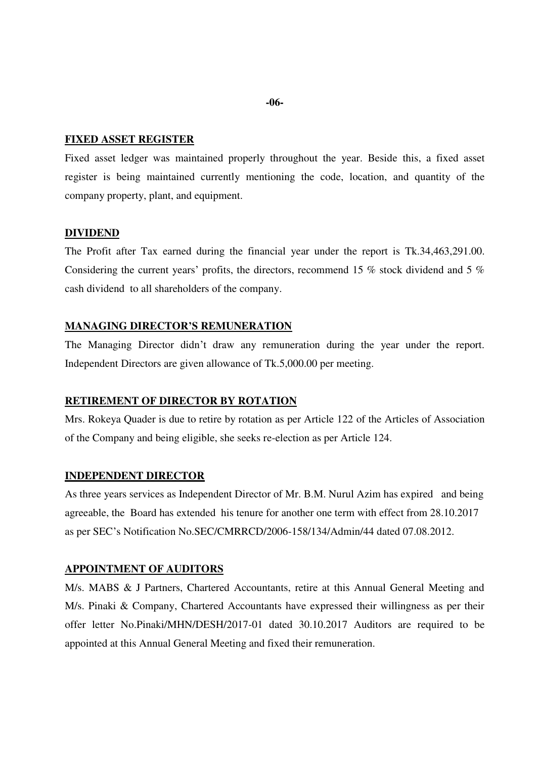## FIXED ASSET REGISTER

Fixed asset ledger was maintained properly throughout the year. Beside this, a fixed asset register is being maintained currently mentioning the code, location, and quantity of the company property, plant, and equipment.

## DIVIDEND

The Profit after Tax earned during the financial year under the report is Tk.34,463,291.00. Considering the current years' profits, the directors, recommend 15 % stock dividend and 5 % cash dividend to all shareholders of the company.

## MANAGING DIRECTOR'S REMUNERATION

The Managing Director didn't draw any remuneration during the year under the report. Independent Directors are given allowance of Tk.5,000.00 per meeting.

## RETIREMENT OF DIRECTOR BY ROTATION

Mrs. Rokeya Quader is due to retire by rotation as per Article 122 of the Articles of Association of the Company and being eligible, she seeks re-election as per Article 124.

## INDEPENDENT DIRECTOR

As three years services as Independent Director of Mr. B.M. Nurul Azim has expired and being agreeable, the Board has extended his tenure for another one term with effect from 28.10.2017 as per SEC's Notification No.SEC/CMRRCD/2006-158/134/Admin/44 dated 07.08.2012.

## APPOINTMENT OF AUDITORS

M/s. MABS & J Partners, Chartered Accountants, retire at this Annual General Meeting and M/s. Pinaki & Company, Chartered Accountants have expressed their willingness as per their offer letter No.Pinaki/MHN/DESH/2017-01 dated 30.10.2017 Auditors are required to be appointed at this Annual General Meeting and fixed their remuneration.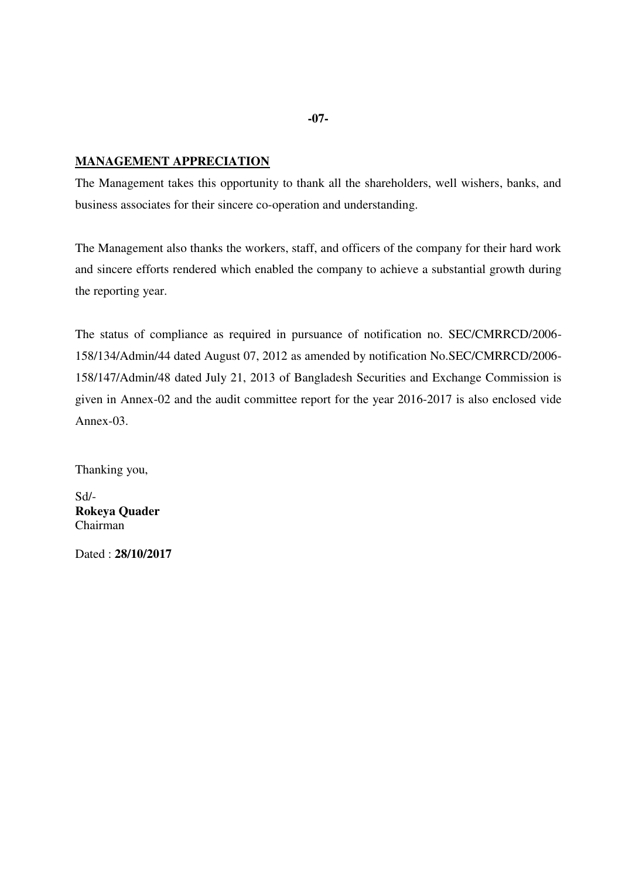**MANAGEMENT APPRECIATION**

The Management takes this opportunity to thank all the shareholders, well wishers, banks, and business associates for their sincere co-operation and understanding.

The Management also thanks the workers, staff, and officers of the company for their hard work and sincere efforts rendered which enabled the company to achieve a substantial growth during the reporting year.

The status of compliance as required in pursuance of notification no. SEC/CMRRCD/2006-158/134/Admin/44 dated August 07, 2012 as amended by notification No.SEC/CMRRCD/2006-158/147/Admin/48 dated July 21, 2013 of Bangladesh Securities and Exchange Commission is given in Annex-02 and the audit committee report for the year 2016-2017 is also enclosed vide Annex-03.

Thanking you,

Sd/-
**Rokeya Quader**
Chairman

Dated : **28/10/2017**